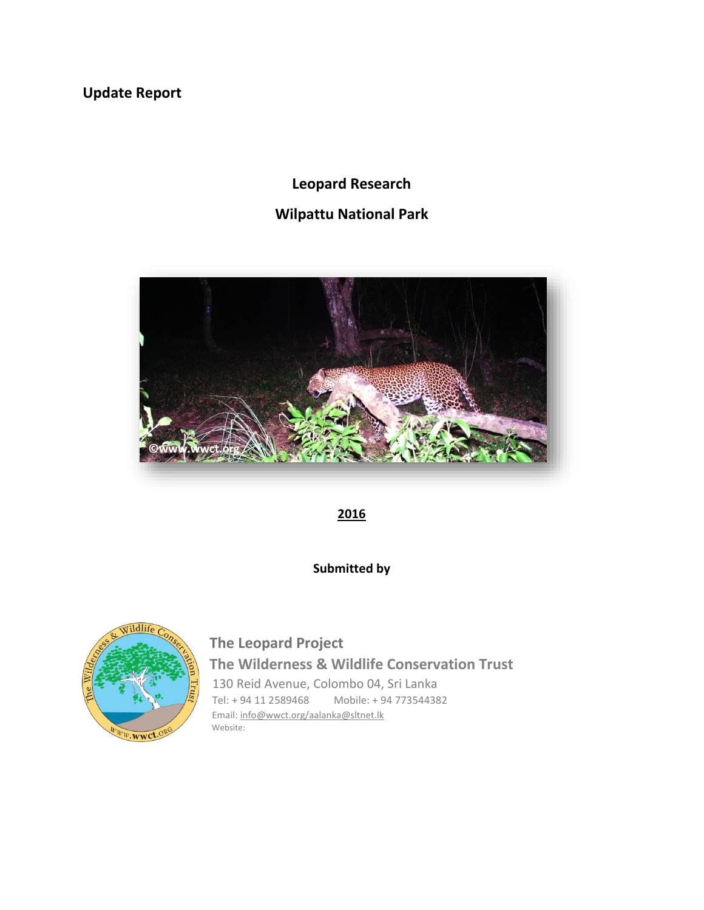**Update Report**

# Leopard Research

## Wilpattu National Park

**2016**

**Submitted by**

**The Leopard Project**

**The Wilderness & Wildlife Conservation Trust**

130 Reid Avenue, Colombo 04, Sri Lanka

Tel: + 94 11 2589468 Mobile: + 94 773544382

Email: info@wwct.org/aalanka@sltnet.lk

Website: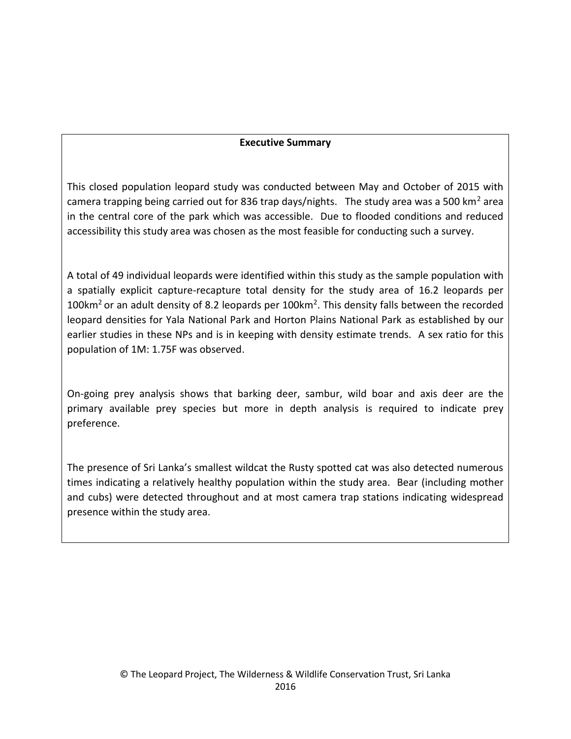## Executive Summary

This closed population leopard study was conducted between May and October of 2015 with camera trapping being carried out for 836 trap days/nights. The study area was a 500 $km^2$ area in the central core of the park which was accessible. Due to flooded conditions and reduced accessibility this study area was chosen as the most feasible for conducting such a survey.

A total of 49 individual leopards were identified within this study as the sample population with a spatially explicit capture-recapture total density for the study area of 16.2 leopards per 100$km^2$ or an adult density of 8.2 leopards per 100$km^2$. This density falls between the recorded leopard densities for Yala National Park and Horton Plains National Park as established by our earlier studies in these NPs and is in keeping with density estimate trends. A sex ratio for this population of 1M: 1.75F was observed.

On-going prey analysis shows that barking deer, sambur, wild boar and axis deer are the primary available prey species but more in depth analysis is required to indicate prey preference.

The presence of Sri Lanka's smallest wildcat the Rusty spotted cat was also detected numerous times indicating a relatively healthy population within the study area. Bear (including mother and cubs) were detected throughout and at most camera trap stations indicating widespread presence within the study area.

© The Leopard Project, The Wilderness & Wildlife Conservation Trust, Sri Lanka 2016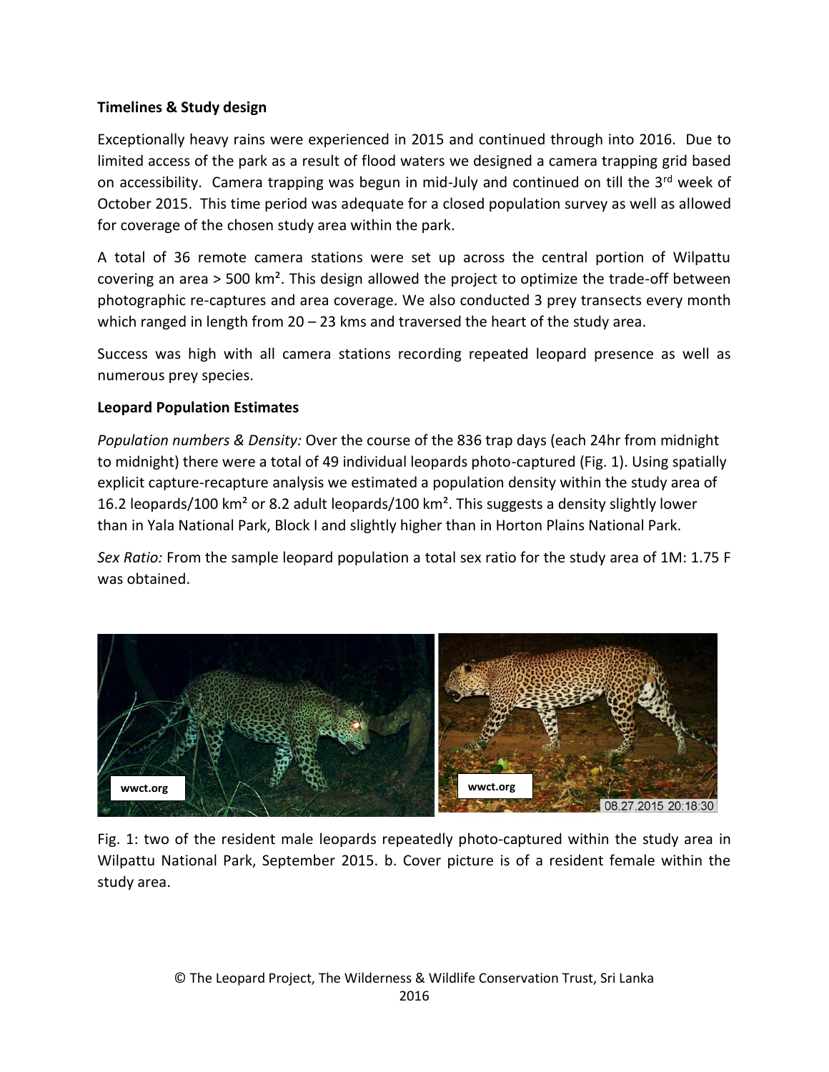**Timelines & Study design**

Exceptionally heavy rains were experienced in 2015 and continued through into 2016. Due to limited access of the park as a result of flood waters we designed a camera trapping grid based on accessibility. Camera trapping was begun in mid-July and continued on till the 3rd week of October 2015. This time period was adequate for a closed population survey as well as allowed for coverage of the chosen study area within the park.

A total of 36 remote camera stations were set up across the central portion of Wilpattu covering an area > 500 km². This design allowed the project to optimize the trade-off between photographic re-captures and area coverage. We also conducted 3 prey transects every month which ranged in length from 20 – 23 kms and traversed the heart of the study area.

Success was high with all camera stations recording repeated leopard presence as well as numerous prey species.

**Leopard Population Estimates**

*Population numbers & Density:* Over the course of the 836 trap days (each 24hr from midnight to midnight) there were a total of 49 individual leopards photo-captured (Fig. 1). Using spatially explicit capture-recapture analysis we estimated a population density within the study area of 16.2 leopards/100 km² or 8.2 adult leopards/100 km². This suggests a density slightly lower than in Yala National Park, Block I and slightly higher than in Horton Plains National Park.

*Sex Ratio:* From the sample leopard population a total sex ratio for the study area of 1M: 1.75 F was obtained.

Fig. 1: two of the resident male leopards repeatedly photo-captured within the study area in Wilpattu National Park, September 2015. b. Cover picture is of a resident female within the study area.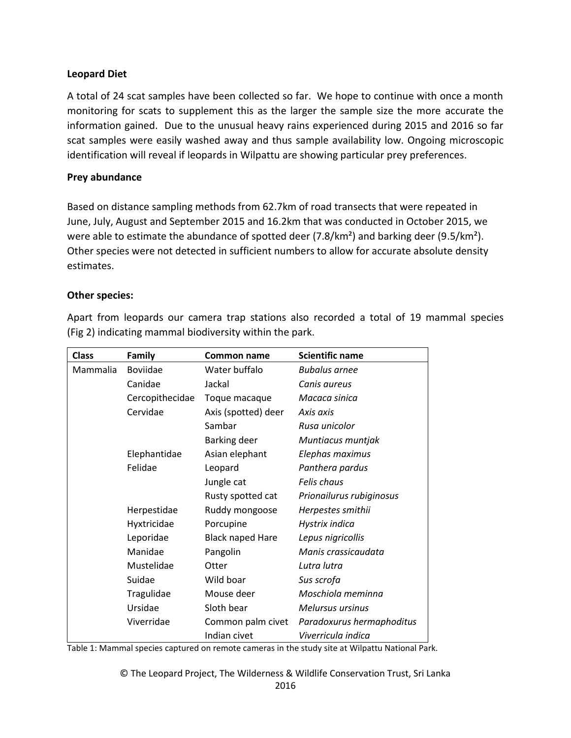**Leopard Diet**

A total of 24 scat samples have been collected so far. We hope to continue with once a month monitoring for scats to supplement this as the larger the sample size the more accurate the information gained. Due to the unusual heavy rains experienced during 2015 and 2016 so far scat samples were easily washed away and thus sample availability low. Ongoing microscopic identification will reveal if leopards in Wilpattu are showing particular prey preferences.

**Prey abundance**

Based on distance sampling methods from 62.7km of road transects that were repeated in June, July, August and September 2015 and 16.2km that was conducted in October 2015, we were able to estimate the abundance of spotted deer (7.8/km²) and barking deer (9.5/km²). Other species were not detected in sufficient numbers to allow for accurate absolute density estimates.

**Other species:**

Apart from leopards our camera trap stations also recorded a total of 19 mammal species (Fig 2) indicating mammal biodiversity within the park.

| Class | Family | Common name | Scientific name |
|---|---|---|---|
| Mammalia | Boviidae | Water buffalo | *Bubalus arnee* |
| | Canidae | Jackal | *Canis aureus* |
| | Cercopithecidae | Toque macaque | *Macaca sinica* |
| | Cervidae | Axis (spotted) deer | *Axis axis* |
| | | Sambar | *Rusa unicolor* |
| | | Barking deer | *Muntiacus muntjak* |
| | Elephantidae | Asian elephant | *Elephas maximus* |
| | Felidae | Leopard | *Panthera pardus* |
| | | Jungle cat | *Felis chaus* |
| | | Rusty spotted cat | *Prionailurus rubiginosus* |
| | Herpestidae | Ruddy mongoose | *Herpestes smithii* |
| | Hyxtricidae | Porcupine | *Hystrix indica* |
| | Leporidae | Black naped Hare | *Lepus nigricollis* |
| | Manidae | Pangolin | *Manis crassicaudata* |
| | Mustelidae | Otter | *Lutra lutra* |
| | Suidae | Wild boar | *Sus scrofa* |
| | Tragulidae | Mouse deer | *Moschiola meminna* |
| | Ursidae | Sloth bear | *Melursus ursinus* |
| | Viverridae | Common palm civet | *Paradoxurus hermaphoditus* |
| | | Indian civet | *Viverricula indica* |

Table 1: Mammal species captured on remote cameras in the study site at Wilpattu National Park.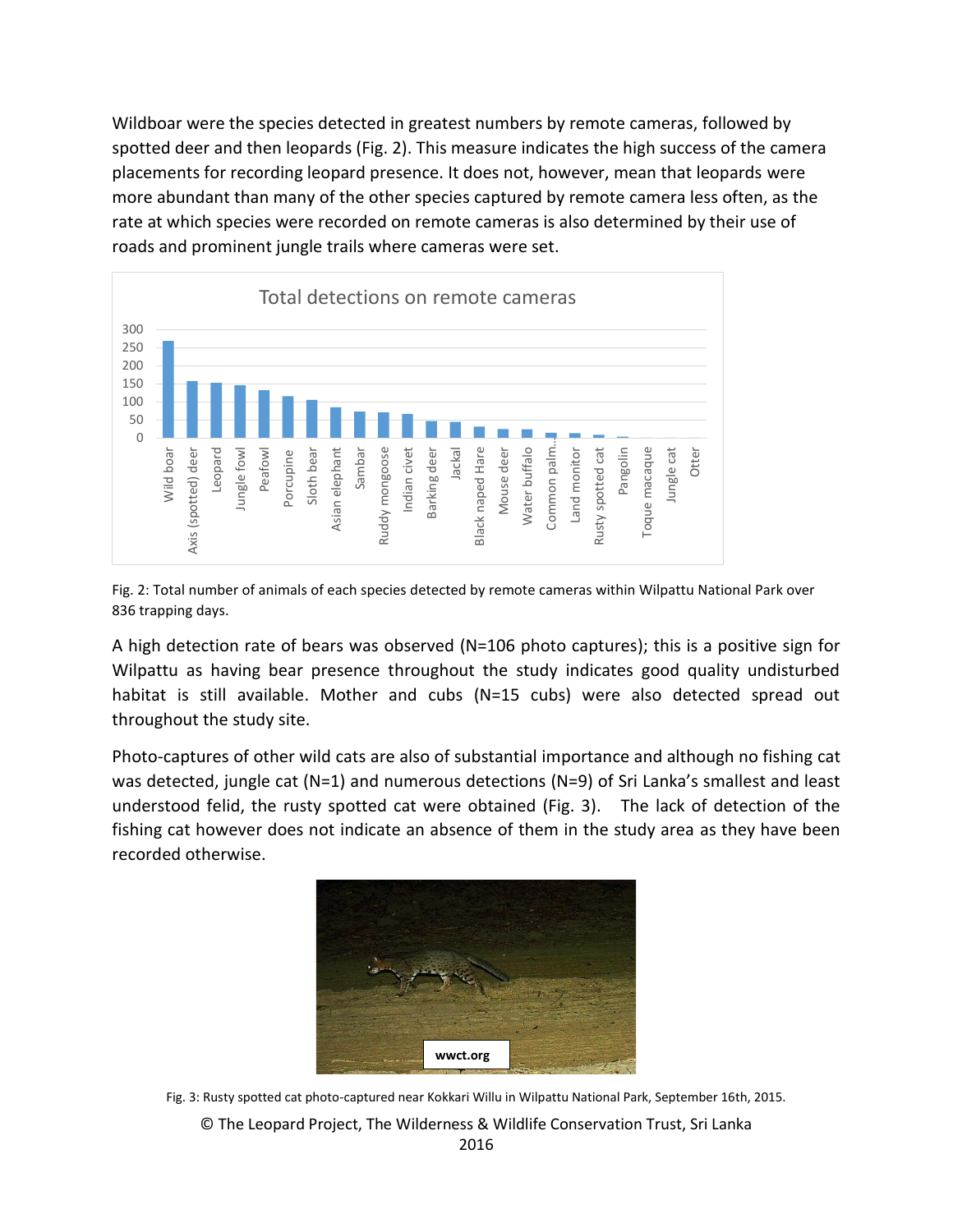Wildboar were the species detected in greatest numbers by remote cameras, followed by spotted deer and then leopards (Fig. 2). This measure indicates the high success of the camera placements for recording leopard presence. It does not, however, mean that leopards were more abundant than many of the other species captured by remote camera less often, as the rate at which species were recorded on remote cameras is also determined by their use of roads and prominent jungle trails where cameras were set.

Fig. 2: Total number of animals of each species detected by remote cameras within Wilpattu National Park over 836 trapping days.

A high detection rate of bears was observed (N=106 photo captures); this is a positive sign for Wilpattu as having bear presence throughout the study indicates good quality undisturbed habitat is still available. Mother and cubs (N=15 cubs) were also detected spread out throughout the study site.

Photo-captures of other wild cats are also of substantial importance and although no fishing cat was detected, jungle cat (N=1) and numerous detections (N=9) of Sri Lanka's smallest and least understood felid, the rusty spotted cat were obtained (Fig. 3). The lack of detection of the fishing cat however does not indicate an absence of them in the study area as they have been recorded otherwise.

Fig. 3: Rusty spotted cat photo-captured near Kokkari Willu in Wilpattu National Park, September 16th, 2015.

© The Leopard Project, The Wilderness & Wildlife Conservation Trust, Sri Lanka 2016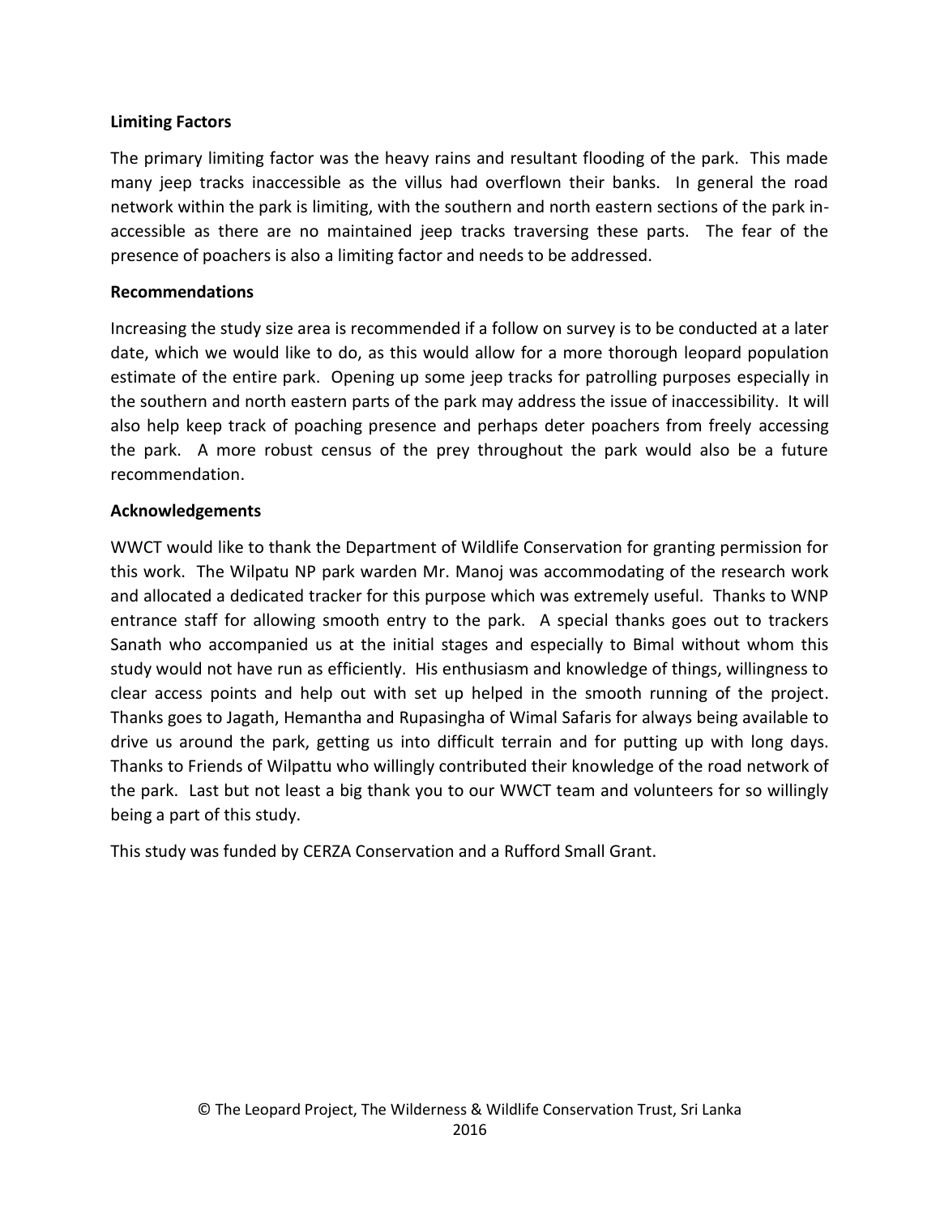**Limiting Factors**

The primary limiting factor was the heavy rains and resultant flooding of the park. This made many jeep tracks inaccessible as the villus had overflown their banks. In general the road network within the park is limiting, with the southern and north eastern sections of the park in-accessible as there are no maintained jeep tracks traversing these parts. The fear of the presence of poachers is also a limiting factor and needs to be addressed.

**Recommendations**

Increasing the study size area is recommended if a follow on survey is to be conducted at a later date, which we would like to do, as this would allow for a more thorough leopard population estimate of the entire park. Opening up some jeep tracks for patrolling purposes especially in the southern and north eastern parts of the park may address the issue of inaccessibility. It will also help keep track of poaching presence and perhaps deter poachers from freely accessing the park. A more robust census of the prey throughout the park would also be a future recommendation.

**Acknowledgements**

WWCT would like to thank the Department of Wildlife Conservation for granting permission for this work. The Wilpatu NP park warden Mr. Manoj was accommodating of the research work and allocated a dedicated tracker for this purpose which was extremely useful. Thanks to WNP entrance staff for allowing smooth entry to the park. A special thanks goes out to trackers Sanath who accompanied us at the initial stages and especially to Bimal without whom this study would not have run as efficiently. His enthusiasm and knowledge of things, willingness to clear access points and help out with set up helped in the smooth running of the project. Thanks goes to Jagath, Hemantha and Rupasingha of Wimal Safaris for always being available to drive us around the park, getting us into difficult terrain and for putting up with long days. Thanks to Friends of Wilpattu who willingly contributed their knowledge of the road network of the park. Last but not least a big thank you to our WWCT team and volunteers for so willingly being a part of this study.

This study was funded by CERZA Conservation and a Rufford Small Grant.